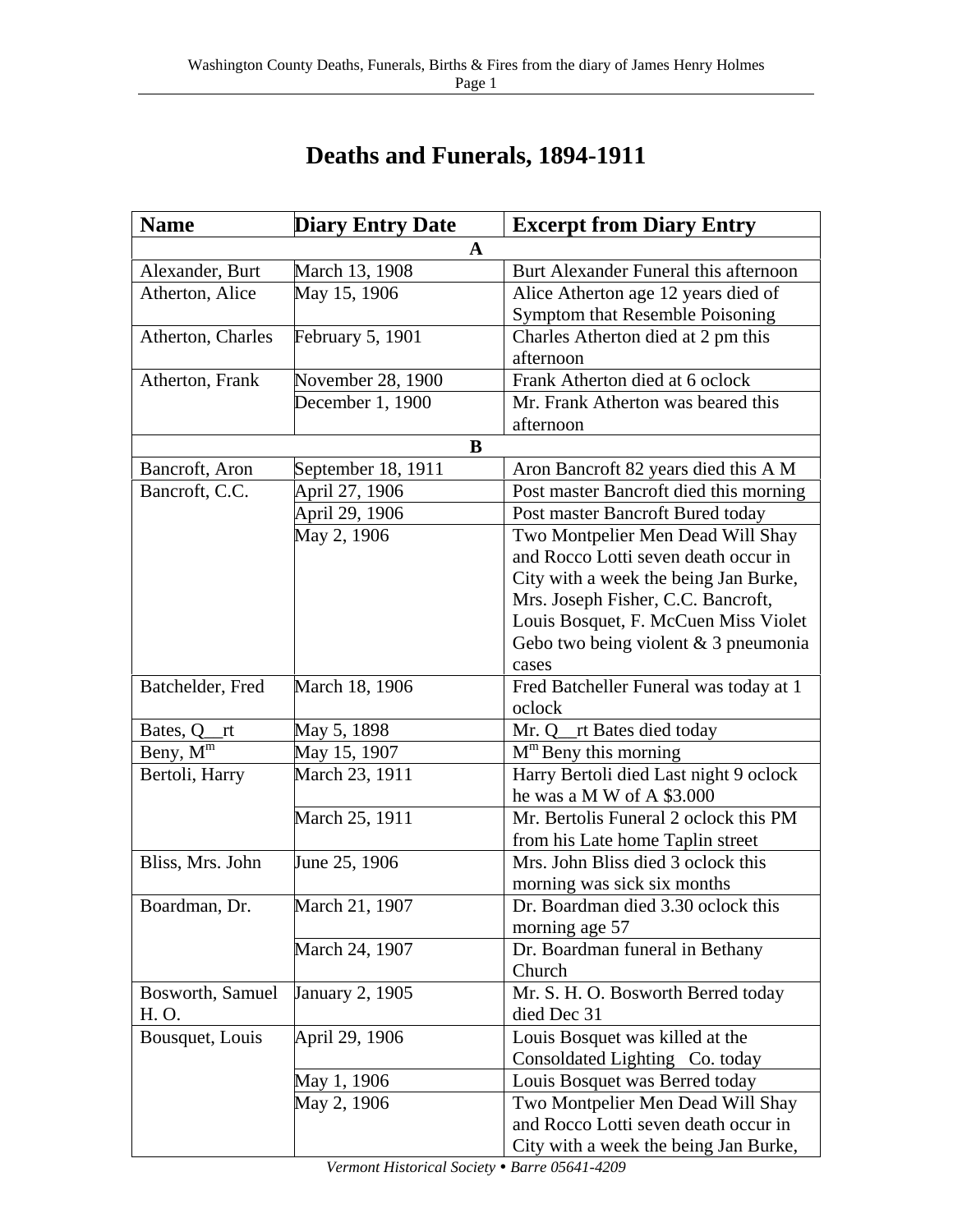# Deaths and Funerals, 1894-1911

| Name | Diary Entry Date | Excerpt from Diary Entry |
|---|---|---|
| **A** | | |
| Alexander, Burt | March 13, 1908 | Burt Alexander Funeral this afternoon |
| Atherton, Alice | May 15, 1906 | Alice Atherton age 12 years died of Symptom that Resemble Poisoning |
| Atherton, Charles | February 5, 1901 | Charles Atherton died at 2 pm this afternoon |
| Atherton, Frank | November 28, 1900 | Frank Atherton died at 6 oclock |
| | December 1, 1900 | Mr. Frank Atherton was beared this afternoon |
| **B** | | |
| Bancroft, Aron | September 18, 1911 | Aron Bancroft 82 years died this A M |
| Bancroft, C.C. | April 27, 1906 | Post master Bancroft died this morning |
| | April 29, 1906 | Post master Bancroft Bured today |
| | May 2, 1906 | Two Montpelier Men Dead Will Shay and Rocco Lotti seven death occur in City with a week the being Jan Burke, Mrs. Joseph Fisher, C.C. Bancroft, Louis Bosquet, F. McCuen Miss Violet Gebo two being violent & 3 pneumonia cases |
| Batchelder, Fred | March 18, 1906 | Fred Batcheller Funeral was today at 1 oclock |
| Bates, Q__rt | May 5, 1898 | Mr. Q__rt Bates died today |
| Beny, M$^{m}$ | May 15, 1907 | M$^{m}$ Beny this morning |
| Bertoli, Harry | March 23, 1911 | Harry Bertoli died Last night 9 oclock he was a M W of A $3.000 |
| | March 25, 1911 | Mr. Bertolis Funeral 2 oclock this PM from his Late home Taplin street |
| Bliss, Mrs. John | June 25, 1906 | Mrs. John Bliss died 3 oclock this morning was sick six months |
| Boardman, Dr. | March 21, 1907 | Dr. Boardman died 3.30 oclock this morning age 57 |
| | March 24, 1907 | Dr. Boardman funeral in Bethany Church |
| Bosworth, Samuel H. O. | January 2, 1905 | Mr. S. H. O. Bosworth Berred today died Dec 31 |
| Bousquet, Louis | April 29, 1906 | Louis Bosquet was killed at the Consoldated Lighting Co. today |
| | May 1, 1906 | Louis Bosquet was Berred today |
| | May 2, 1906 | Two Montpelier Men Dead Will Shay and Rocco Lotti seven death occur in City with a week the being Jan Burke, |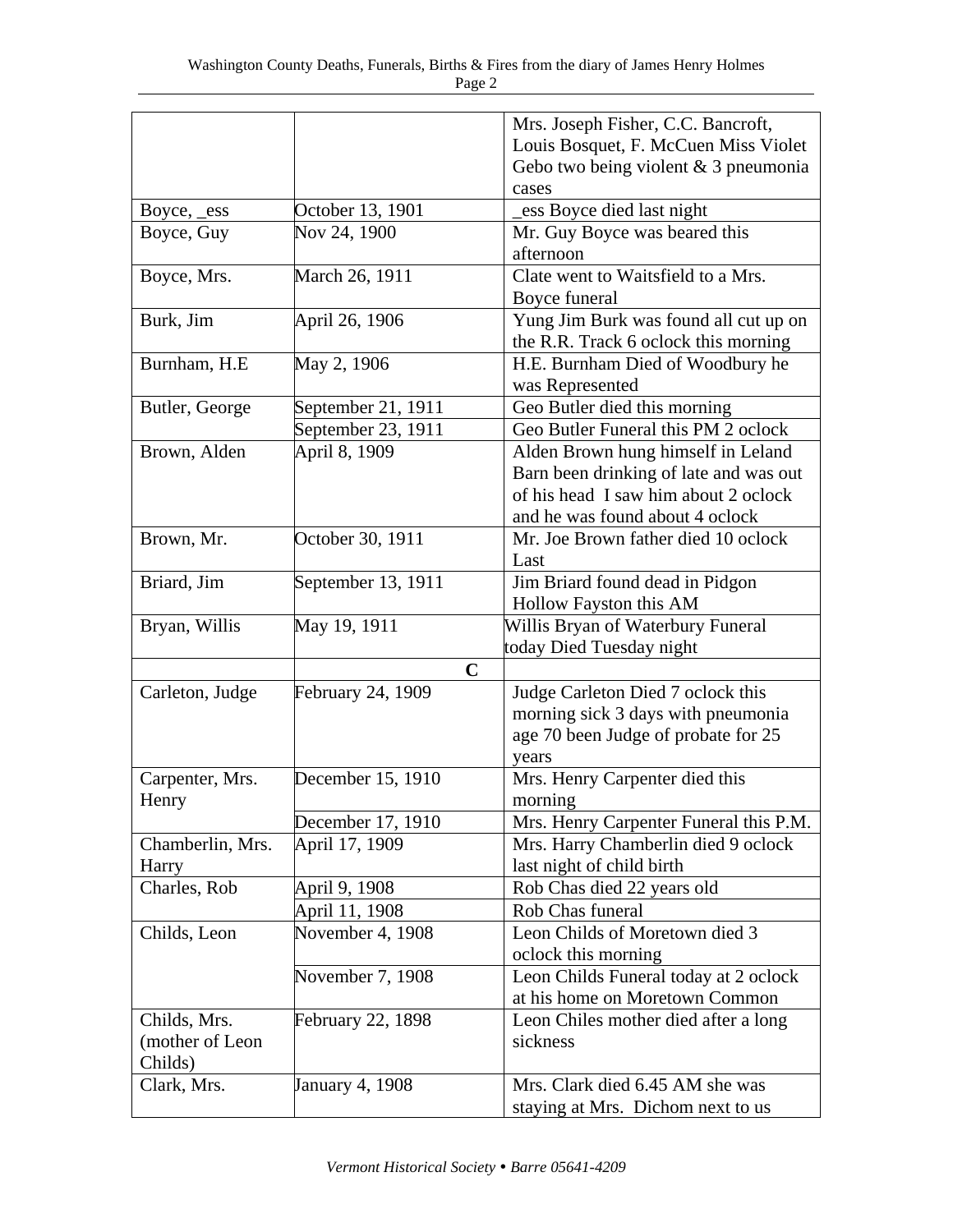| | | |
|---|---|---|
| | | Mrs. Joseph Fisher, C.C. Bancroft, Louis Bosquet, F. McCuen Miss Violet Gebo two being violent & 3 pneumonia cases |
| Boyce, _ess | October 13, 1901 | _ess Boyce died last night |
| Boyce, Guy | Nov 24, 1900 | Mr. Guy Boyce was beared this afternoon |
| Boyce, Mrs. | March 26, 1911 | Clate went to Waitsfield to a Mrs. Boyce funeral |
| Burk, Jim | April 26, 1906 | Yung Jim Burk was found all cut up on the R.R. Track 6 oclock this morning |
| Burnham, H.E | May 2, 1906 | H.E. Burnham Died of Woodbury he was Represented |
| Butler, George | September 21, 1911 | Geo Butler died this morning |
| | September 23, 1911 | Geo Butler Funeral this PM 2 oclock |
| Brown, Alden | April 8, 1909 | Alden Brown hung himself in Leland Barn been drinking of late and was out of his head I saw him about 2 oclock and he was found about 4 oclock |
| Brown, Mr. | October 30, 1911 | Mr. Joe Brown father died 10 oclock Last |
| Briard, Jim | September 13, 1911 | Jim Briard found dead in Pidgon Hollow Fayston this AM |
| Bryan, Willis | May 19, 1911 | Willis Bryan of Waterbury Funeral today Died Tuesday night |
| | **C** | |
| Carleton, Judge | February 24, 1909 | Judge Carleton Died 7 oclock this morning sick 3 days with pneumonia age 70 been Judge of probate for 25 years |
| Carpenter, Mrs. Henry | December 15, 1910 | Mrs. Henry Carpenter died this morning |
| | December 17, 1910 | Mrs. Henry Carpenter Funeral this P.M. |
| Chamberlin, Mrs. Harry | April 17, 1909 | Mrs. Harry Chamberlin died 9 oclock last night of child birth |
| Charles, Rob | April 9, 1908 | Rob Chas died 22 years old |
| | April 11, 1908 | Rob Chas funeral |
| Childs, Leon | November 4, 1908 | Leon Childs of Moretown died 3 oclock this morning |
| | November 7, 1908 | Leon Childs Funeral today at 2 oclock at his home on Moretown Common |
| Childs, Mrs. (mother of Leon Childs) | February 22, 1898 | Leon Chiles mother died after a long sickness |
| Clark, Mrs. | January 4, 1908 | Mrs. Clark died 6.45 AM she was staying at Mrs. Dichom next to us |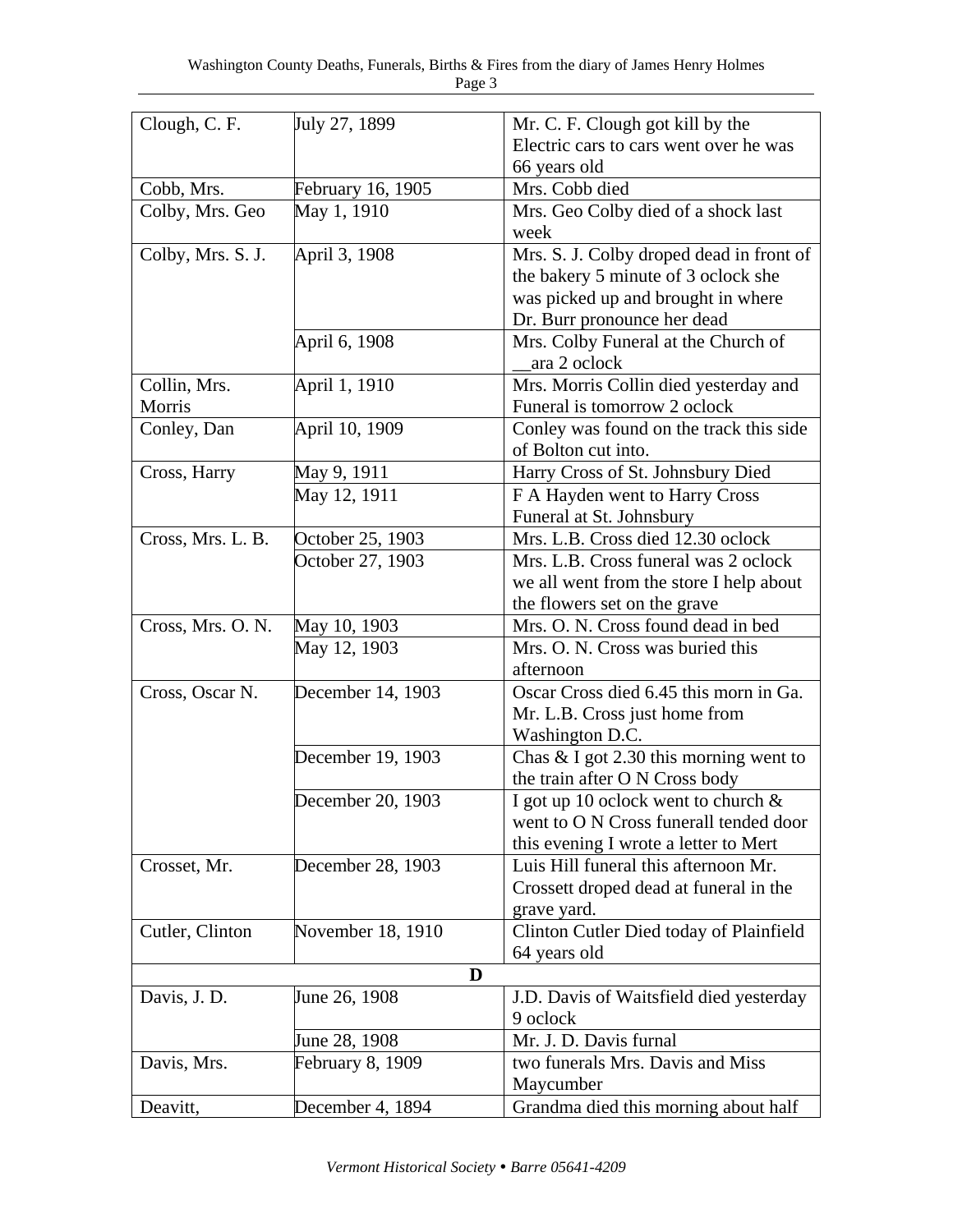| | | |
|---|---|---|
| Clough, C. F. | July 27, 1899 | Mr. C. F. Clough got kill by the Electric cars to cars went over he was 66 years old |
| Cobb, Mrs. | February 16, 1905 | Mrs. Cobb died |
| Colby, Mrs. Geo | May 1, 1910 | Mrs. Geo Colby died of a shock last week |
| Colby, Mrs. S. J. | April 3, 1908 | Mrs. S. J. Colby droped dead in front of the bakery 5 minute of 3 oclock she was picked up and brought in where Dr. Burr pronounce her dead |
| | April 6, 1908 | Mrs. Colby Funeral at the Church of __ara 2 oclock |
| Collin, Mrs. Morris | April 1, 1910 | Mrs. Morris Collin died yesterday and Funeral is tomorrow 2 oclock |
| Conley, Dan | April 10, 1909 | Conley was found on the track this side of Bolton cut into. |
| Cross, Harry | May 9, 1911 | Harry Cross of St. Johnsbury Died |
| | May 12, 1911 | F A Hayden went to Harry Cross Funeral at St. Johnsbury |
| Cross, Mrs. L. B. | October 25, 1903 | Mrs. L.B. Cross died 12.30 oclock |
| | October 27, 1903 | Mrs. L.B. Cross funeral was 2 oclock we all went from the store I help about the flowers set on the grave |
| Cross, Mrs. O. N. | May 10, 1903 | Mrs. O. N. Cross found dead in bed |
| | May 12, 1903 | Mrs. O. N. Cross was buried this afternoon |
| Cross, Oscar N. | December 14, 1903 | Oscar Cross died 6.45 this morn in Ga. Mr. L.B. Cross just home from Washington D.C. |
| | December 19, 1903 | Chas & I got 2.30 this morning went to the train after O N Cross body |
| | December 20, 1903 | I got up 10 oclock went to church & went to O N Cross funerall tended door this evening I wrote a letter to Mert |
| Crosset, Mr. | December 28, 1903 | Luis Hill funeral this afternoon Mr. Crossett droped dead at funeral in the grave yard. |
| Cutler, Clinton | November 18, 1910 | Clinton Cutler Died today of Plainfield 64 years old |
| **D** | | |
| Davis, J. D. | June 26, 1908 | J.D. Davis of Waitsfield died yesterday 9 oclock |
| | June 28, 1908 | Mr. J. D. Davis furnal |
| Davis, Mrs. | February 8, 1909 | two funerals Mrs. Davis and Miss Maycumber |
| Deavitt, | December 4, 1894 | Grandma died this morning about half |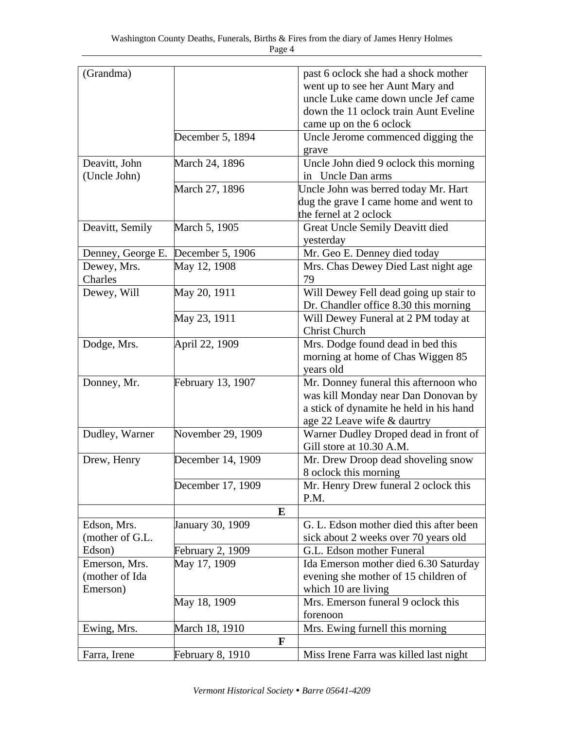| (Grandma) | | past 6 oclock she had a shock mother went up to see her Aunt Mary and uncle Luke came down uncle Jef came down the 11 oclock train Aunt Eveline came up on the 6 oclock |
|---|---|---|
| | December 5, 1894 | Uncle Jerome commenced digging the grave |
| Deavitt, John (Uncle John) | March 24, 1896 | Uncle John died 9 oclock this morning in Uncle Dan arms |
| | March 27, 1896 | Uncle John was berred today Mr. Hart dug the grave I came home and went to the fernel at 2 oclock |
| Deavitt, Semily | March 5, 1905 | Great Uncle Semily Deavitt died yesterday |
| Denney, George E. | December 5, 1906 | Mr. Geo E. Denney died today |
| Dewey, Mrs. Charles | May 12, 1908 | Mrs. Chas Dewey Died Last night age 79 |
| Dewey, Will | May 20, 1911 | Will Dewey Fell dead going up stair to Dr. Chandler office 8.30 this morning |
| | May 23, 1911 | Will Dewey Funeral at 2 PM today at Christ Church |
| Dodge, Mrs. | April 22, 1909 | Mrs. Dodge found dead in bed this morning at home of Chas Wiggen 85 years old |
| Donney, Mr. | February 13, 1907 | Mr. Donney funeral this afternoon who was kill Monday near Dan Donovan by a stick of dynamite he held in his hand age 22 Leave wife & daurtry |
| Dudley, Warner | November 29, 1909 | Warner Dudley Droped dead in front of Gill store at 10.30 A.M. |
| Drew, Henry | December 14, 1909 | Mr. Drew Droop dead shoveling snow 8 oclock this morning |
| | December 17, 1909 | Mr. Henry Drew funeral 2 oclock this P.M. |
| | **E** | |
| Edson, Mrs. (mother of G.L. Edson) | January 30, 1909 | G. L. Edson mother died this after been sick about 2 weeks over 70 years old |
| | February 2, 1909 | G.L. Edson mother Funeral |
| Emerson, Mrs. (mother of Ida Emerson) | May 17, 1909 | Ida Emerson mother died 6.30 Saturday evening she mother of 15 children of which 10 are living |
| | May 18, 1909 | Mrs. Emerson funeral 9 oclock this forenoon |
| Ewing, Mrs. | March 18, 1910 | Mrs. Ewing furnell this morning |
| | **F** | |
| Farra, Irene | February 8, 1910 | Miss Irene Farra was killed last night |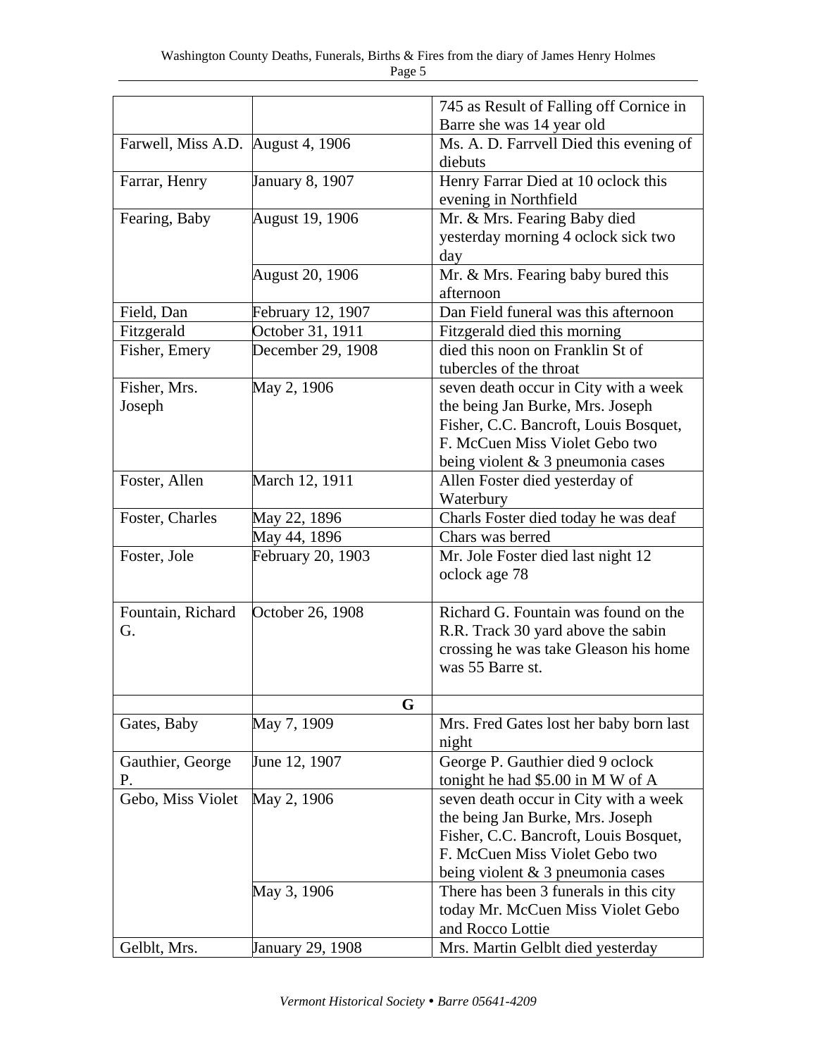|  |  | 745 as Result of Falling off Cornice in Barre she was 14 year old |
|---|---|---|
| Farwell, Miss A.D. | August 4, 1906 | Ms. A. D. Farrvell Died this evening of diebuts |
| Farrar, Henry | January 8, 1907 | Henry Farrar Died at 10 oclock this evening in Northfield |
| Fearing, Baby | August 19, 1906 | Mr. & Mrs. Fearing Baby died yesterday morning 4 oclock sick two day |
|  | August 20, 1906 | Mr. & Mrs. Fearing baby bured this afternoon |
| Field, Dan | February 12, 1907 | Dan Field funeral was this afternoon |
| Fitzgerald | October 31, 1911 | Fitzgerald died this morning |
| Fisher, Emery | December 29, 1908 | died this noon on Franklin St of tubercles of the throat |
| Fisher, Mrs. Joseph | May 2, 1906 | seven death occur in City with a week the being Jan Burke, Mrs. Joseph Fisher, C.C. Bancroft, Louis Bosquet, F. McCuen Miss Violet Gebo two being violent & 3 pneumonia cases |
| Foster, Allen | March 12, 1911 | Allen Foster died yesterday of Waterbury |
| Foster, Charles | May 22, 1896 | Charls Foster died today he was deaf |
|  | May 44, 1896 | Chars was berred |
| Foster, Jole | February 20, 1903 | Mr. Jole Foster died last night 12 oclock age 78 |
| Fountain, Richard G. | October 26, 1908 | Richard G. Fountain was found on the R.R. Track 30 yard above the sabin crossing he was take Gleason his home was 55 Barre st. |
|  | **G** |  |
| Gates, Baby | May 7, 1909 | Mrs. Fred Gates lost her baby born last night |
| Gauthier, George P. | June 12, 1907 | George P. Gauthier died 9 oclock tonight he had $5.00 in M W of A |
| Gebo, Miss Violet | May 2, 1906 | seven death occur in City with a week the being Jan Burke, Mrs. Joseph Fisher, C.C. Bancroft, Louis Bosquet, F. McCuen Miss Violet Gebo two being violent & 3 pneumonia cases |
|  | May 3, 1906 | There has been 3 funerals in this city today Mr. McCuen Miss Violet Gebo and Rocco Lottie |
| Gelblt, Mrs. | January 29, 1908 | Mrs. Martin Gelblt died yesterday |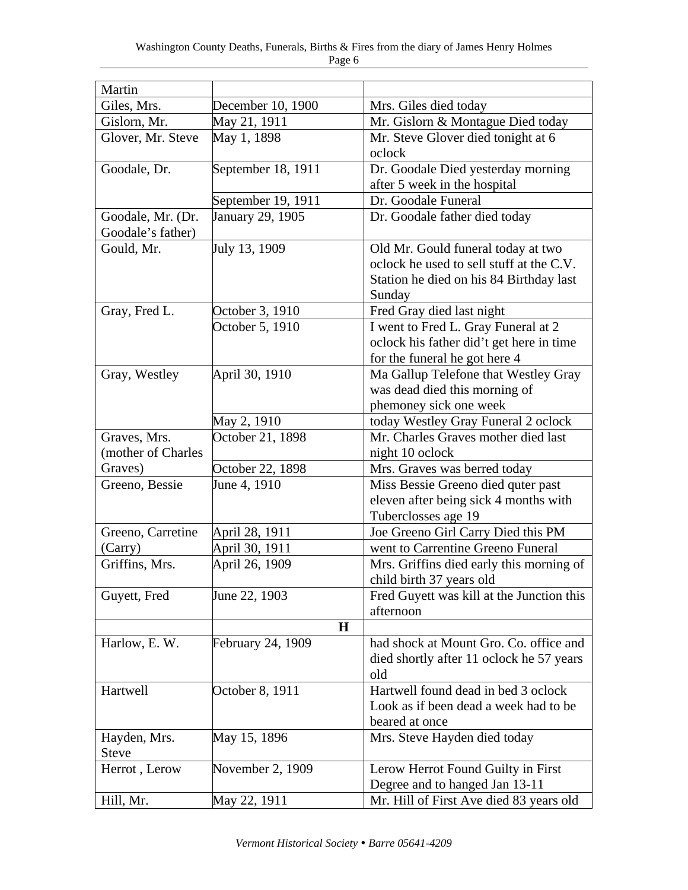| Martin | | |
|---|---|---|
| Giles, Mrs. | December 10, 1900 | Mrs. Giles died today |
| Gislorn, Mr. | May 21, 1911 | Mr. Gislorn & Montague Died today |
| Glover, Mr. Steve | May 1, 1898 | Mr. Steve Glover died tonight at 6 oclock |
| Goodale, Dr. | September 18, 1911 | Dr. Goodale Died yesterday morning after 5 week in the hospital |
| | September 19, 1911 | Dr. Goodale Funeral |
| Goodale, Mr. (Dr. Goodale's father) | January 29, 1905 | Dr. Goodale father died today |
| Gould, Mr. | July 13, 1909 | Old Mr. Gould funeral today at two oclock he used to sell stuff at the C.V. Station he died on his 84 Birthday last Sunday |
| Gray, Fred L. | October 3, 1910 | Fred Gray died last night |
| | October 5, 1910 | I went to Fred L. Gray Funeral at 2 oclock his father did't get here in time for the funeral he got here 4 |
| Gray, Westley | April 30, 1910 | Ma Gallup Telefone that Westley Gray was dead died this morning of phemoney sick one week |
| | May 2, 1910 | today Westley Gray Funeral 2 oclock |
| Graves, Mrs. (mother of Charles | October 21, 1898 | Mr. Charles Graves mother died last night 10 oclock |
| Graves) | October 22, 1898 | Mrs. Graves was berred today |
| Greeno, Bessie | June 4, 1910 | Miss Bessie Greeno died quter past eleven after being sick 4 months with Tuberclosses age 19 |
| Greeno, Carretine | April 28, 1911 | Joe Greeno Girl Carry Died this PM |
| (Carry) | April 30, 1911 | went to Carrentine Greeno Funeral |
| Griffins, Mrs. | April 26, 1909 | Mrs. Griffins died early this morning of child birth 37 years old |
| Guyett, Fred | June 22, 1903 | Fred Guyett was kill at the Junction this afternoon |
| | **H** | |
| Harlow, E. W. | February 24, 1909 | had shock at Mount Gro. Co. office and died shortly after 11 oclock he 57 years old |
| Hartwell | October 8, 1911 | Hartwell found dead in bed 3 oclock Look as if been dead a week had to be beared at once |
| Hayden, Mrs. Steve | May 15, 1896 | Mrs. Steve Hayden died today |
| Herrot , Lerow | November 2, 1909 | Lerow Herrot Found Guilty in First Degree and to hanged Jan 13-11 |
| Hill, Mr. | May 22, 1911 | Mr. Hill of First Ave died 83 years old |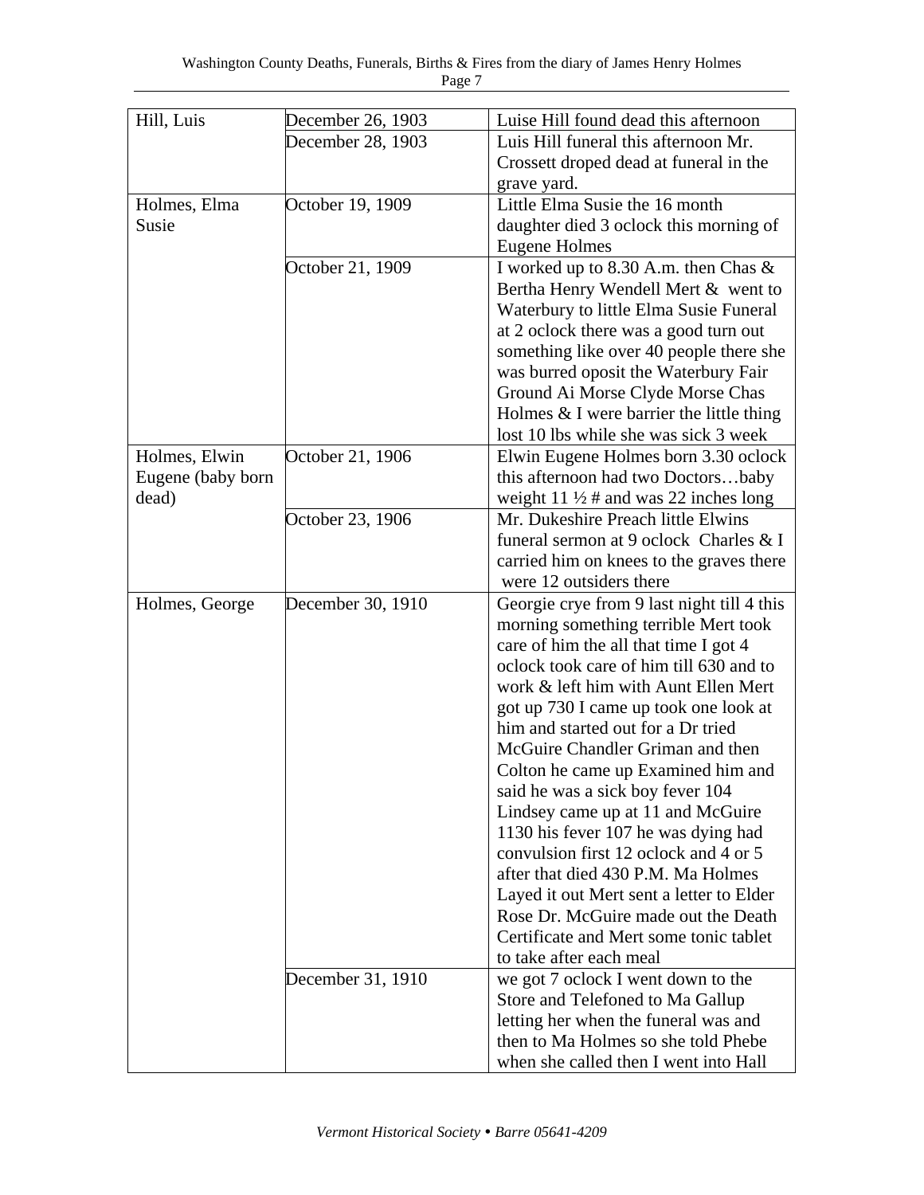| Hill, Luis | December 26, 1903 | Luise Hill found dead this afternoon |
|---|---|---|
| | December 28, 1903 | Luis Hill funeral this afternoon Mr. Crossett droped dead at funeral in the grave yard. |
| Holmes, Elma Susie | October 19, 1909 | Little Elma Susie the 16 month daughter died 3 oclock this morning of Eugene Holmes |
| | October 21, 1909 | I worked up to 8.30 A.m. then Chas & Bertha Henry Wendell Mert & went to Waterbury to little Elma Susie Funeral at 2 oclock there was a good turn out something like over 40 people there she was burred oposit the Waterbury Fair Ground Ai Morse Clyde Morse Chas Holmes & I were barrier the little thing lost 10 lbs while she was sick 3 week |
| Holmes, Elwin Eugene (baby born dead) | October 21, 1906 | Elwin Eugene Holmes born 3.30 oclock this afternoon had two Doctors…baby weight 11 ½ # and was 22 inches long |
| | October 23, 1906 | Mr. Dukeshire Preach little Elwins funeral sermon at 9 oclock Charles & I carried him on knees to the graves there were 12 outsiders there |
| Holmes, George | December 30, 1910 | Georgie crye from 9 last night till 4 this morning something terrible Mert took care of him the all that time I got 4 oclock took care of him till 630 and to work & left him with Aunt Ellen Mert got up 730 I came up took one look at him and started out for a Dr tried McGuire Chandler Griman and then Colton he came up Examined him and said he was a sick boy fever 104 Lindsey came up at 11 and McGuire 1130 his fever 107 he was dying had convulsion first 12 oclock and 4 or 5 after that died 430 P.M. Ma Holmes Layed it out Mert sent a letter to Elder Rose Dr. McGuire made out the Death Certificate and Mert some tonic tablet to take after each meal |
| | December 31, 1910 | we got 7 oclock I went down to the Store and Telefoned to Ma Gallup letting her when the funeral was and then to Ma Holmes so she told Phebe when she called then I went into Hall |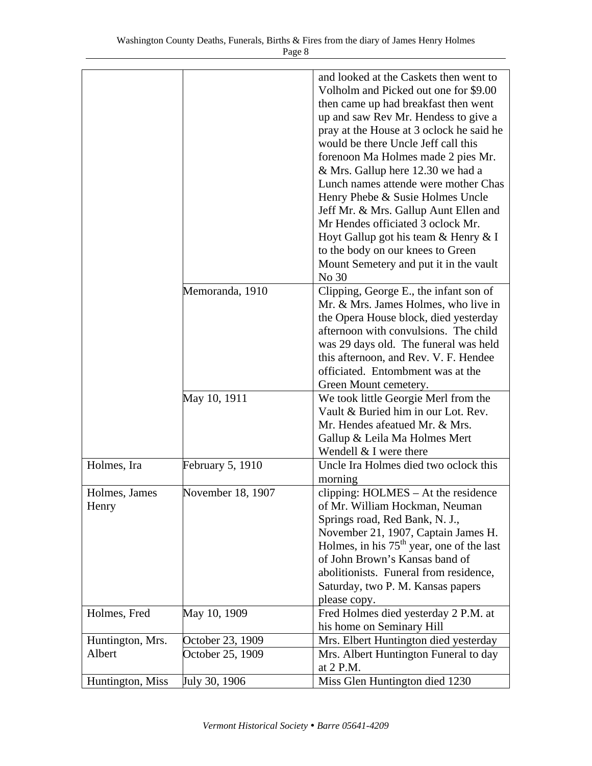| | | |
|---|---|---|
| | | and looked at the Caskets then went to Volholm and Picked out one for $9.00 then came up had breakfast then went up and saw Rev Mr. Hendess to give a pray at the House at 3 oclock he said he would be there Uncle Jeff call this forenoon Ma Holmes made 2 pies Mr. & Mrs. Gallup here 12.30 we had a Lunch names attende were mother Chas Henry Phebe & Susie Holmes Uncle Jeff Mr. & Mrs. Gallup Aunt Ellen and Mr Hendes officiated 3 oclock Mr. Hoyt Gallup got his team & Henry & I to the body on our knees to Green Mount Semetery and put it in the vault No 30 |
| | Memoranda, 1910 | Clipping, George E., the infant son of Mr. & Mrs. James Holmes, who live in the Opera House block, died yesterday afternoon with convulsions. The child was 29 days old. The funeral was held this afternoon, and Rev. V. F. Hendee officiated. Entombment was at the Green Mount cemetery. |
| | May 10, 1911 | We took little Georgie Merl from the Vault & Buried him in our Lot. Rev. Mr. Hendes afeatued Mr. & Mrs. Gallup & Leila Ma Holmes Mert Wendell & I were there |
| Holmes, Ira | February 5, 1910 | Uncle Ira Holmes died two oclock this morning |
| Holmes, James Henry | November 18, 1907 | clipping: HOLMES – At the residence of Mr. William Hockman, Neuman Springs road, Red Bank, N. J., November 21, 1907, Captain James H. Holmes, in his 75th year, one of the last of John Brown's Kansas band of abolitionists. Funeral from residence, Saturday, two P. M. Kansas papers please copy. |
| Holmes, Fred | May 10, 1909 | Fred Holmes died yesterday 2 P.M. at his home on Seminary Hill |
| Huntington, Mrs. Albert | October 23, 1909 | Mrs. Elbert Huntington died yesterday |
| | October 25, 1909 | Mrs. Albert Huntington Funeral to day at 2 P.M. |
| Huntington, Miss | July 30, 1906 | Miss Glen Huntington died 1230 |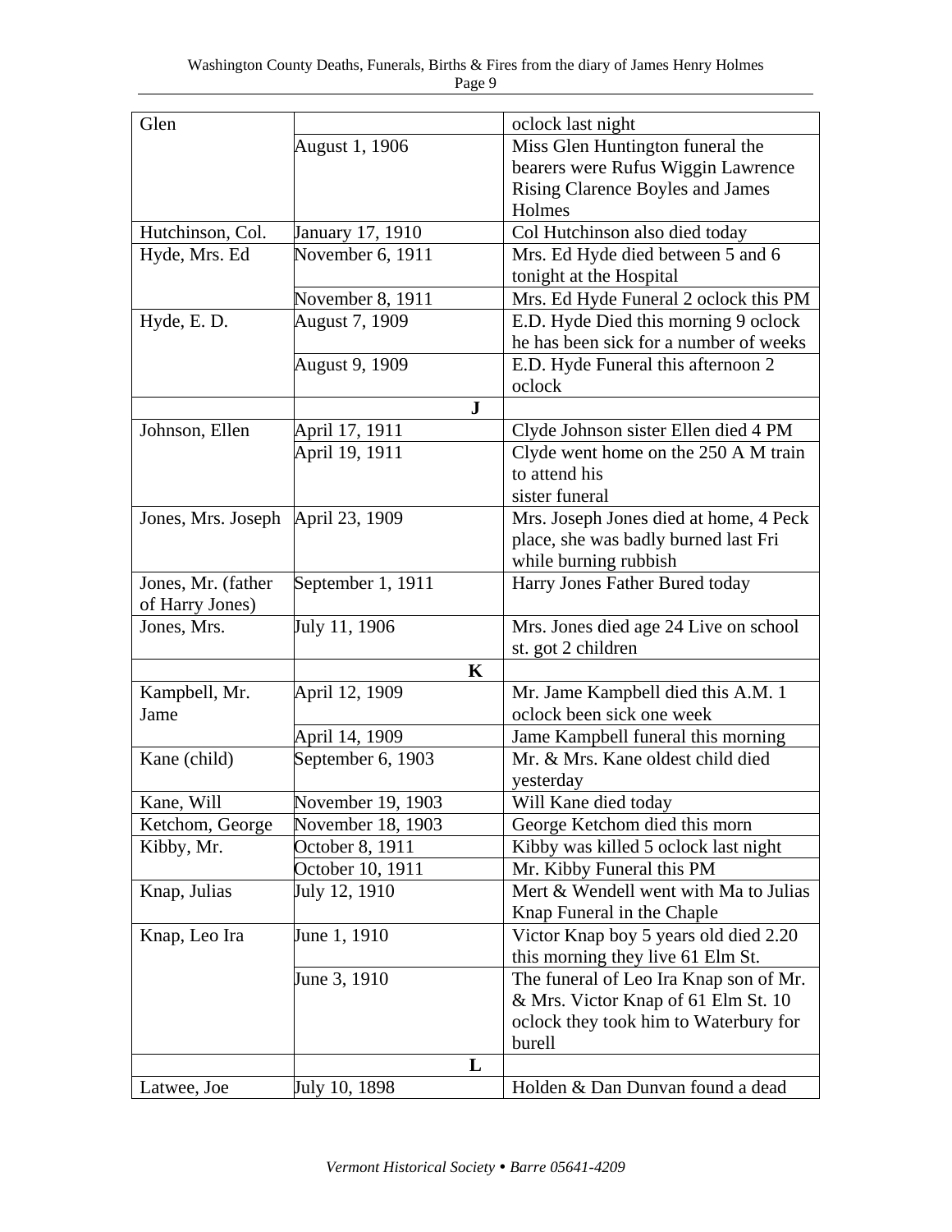| Glen | | oclock last night |
|---|---|---|
| | August 1, 1906 | Miss Glen Huntington funeral the bearers were Rufus Wiggin Lawrence Rising Clarence Boyles and James Holmes |
| Hutchinson, Col. | January 17, 1910 | Col Hutchinson also died today |
| Hyde, Mrs. Ed | November 6, 1911 | Mrs. Ed Hyde died between 5 and 6 tonight at the Hospital |
| | November 8, 1911 | Mrs. Ed Hyde Funeral 2 oclock this PM |
| Hyde, E. D. | August 7, 1909 | E.D. Hyde Died this morning 9 oclock he has been sick for a number of weeks |
| | August 9, 1909 | E.D. Hyde Funeral this afternoon 2 oclock |
| | **J** | |
| Johnson, Ellen | April 17, 1911 | Clyde Johnson sister Ellen died 4 PM |
| | April 19, 1911 | Clyde went home on the 250 A M train to attend his sister funeral |
| Jones, Mrs. Joseph | April 23, 1909 | Mrs. Joseph Jones died at home, 4 Peck place, she was badly burned last Fri while burning rubbish |
| Jones, Mr. (father of Harry Jones) | September 1, 1911 | Harry Jones Father Bured today |
| Jones, Mrs. | July 11, 1906 | Mrs. Jones died age 24 Live on school st. got 2 children |
| | **K** | |
| Kampbell, Mr. Jame | April 12, 1909 | Mr. Jame Kampbell died this A.M. 1 oclock been sick one week |
| | April 14, 1909 | Jame Kampbell funeral this morning |
| Kane (child) | September 6, 1903 | Mr. & Mrs. Kane oldest child died yesterday |
| Kane, Will | November 19, 1903 | Will Kane died today |
| Ketchom, George | November 18, 1903 | George Ketchom died this morn |
| Kibby, Mr. | October 8, 1911 | Kibby was killed 5 oclock last night |
| | October 10, 1911 | Mr. Kibby Funeral this PM |
| Knap, Julias | July 12, 1910 | Mert & Wendell went with Ma to Julias Knap Funeral in the Chaple |
| Knap, Leo Ira | June 1, 1910 | Victor Knap boy 5 years old died 2.20 this morning they live 61 Elm St. |
| | June 3, 1910 | The funeral of Leo Ira Knap son of Mr. & Mrs. Victor Knap of 61 Elm St. 10 oclock they took him to Waterbury for burell |
| | **L** | |
| Latwee, Joe | July 10, 1898 | Holden & Dan Dunvan found a dead |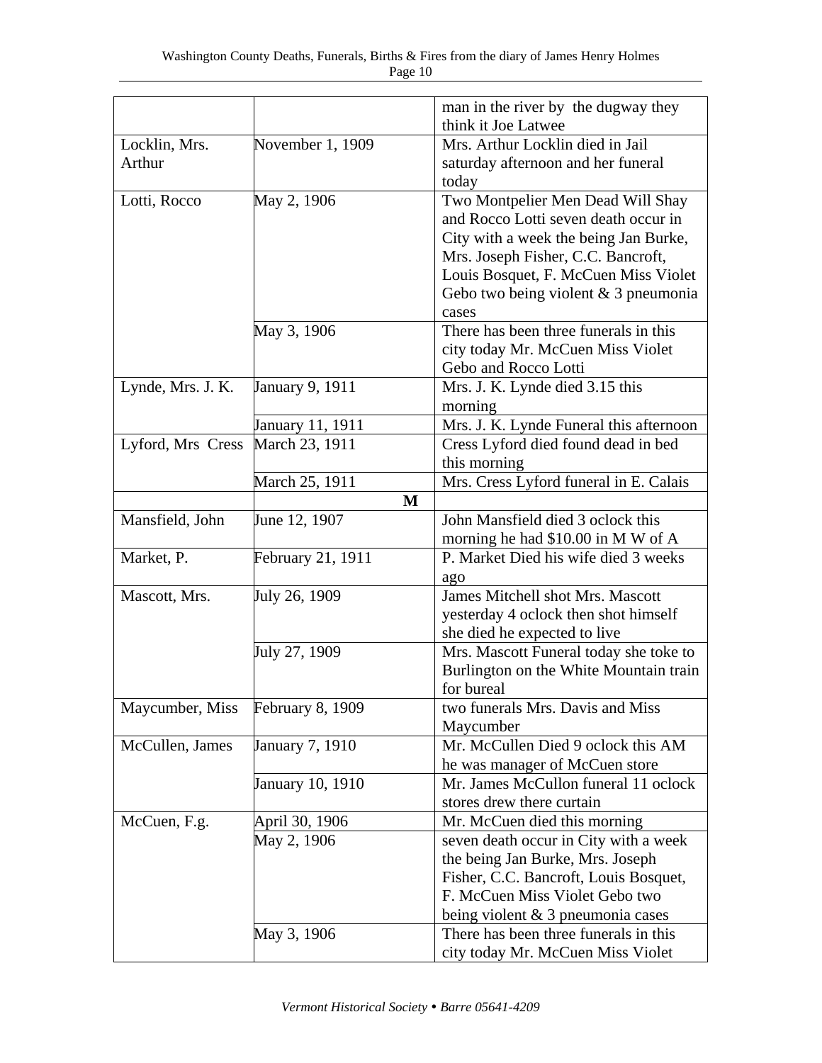| | | |
|---|---|---|
| | | man in the river by the dugway they think it Joe Latwee |
| Locklin, Mrs. Arthur | November 1, 1909 | Mrs. Arthur Locklin died in Jail saturday afternoon and her funeral today |
| Lotti, Rocco | May 2, 1906 | Two Montpelier Men Dead Will Shay and Rocco Lotti seven death occur in City with a week the being Jan Burke, Mrs. Joseph Fisher, C.C. Bancroft, Louis Bosquet, F. McCuen Miss Violet Gebo two being violent & 3 pneumonia cases |
| | May 3, 1906 | There has been three funerals in this city today Mr. McCuen Miss Violet Gebo and Rocco Lotti |
| Lynde, Mrs. J. K. | January 9, 1911 | Mrs. J. K. Lynde died 3.15 this morning |
| | January 11, 1911 | Mrs. J. K. Lynde Funeral this afternoon |
| Lyford, Mrs Cress | March 23, 1911 | Cress Lyford died found dead in bed this morning |
| | March 25, 1911 | Mrs. Cress Lyford funeral in E. Calais |
| | **M** | |
| Mansfield, John | June 12, 1907 | John Mansfield died 3 oclock this morning he had $10.00 in M W of A |
| Market, P. | February 21, 1911 | P. Market Died his wife died 3 weeks ago |
| Mascott, Mrs. | July 26, 1909 | James Mitchell shot Mrs. Mascott yesterday 4 oclock then shot himself she died he expected to live |
| | July 27, 1909 | Mrs. Mascott Funeral today she toke to Burlington on the White Mountain train for bureal |
| Maycumber, Miss | February 8, 1909 | two funerals Mrs. Davis and Miss Maycumber |
| McCullen, James | January 7, 1910 | Mr. McCullen Died 9 oclock this AM he was manager of McCuen store |
| | January 10, 1910 | Mr. James McCullon funeral 11 oclock stores drew there curtain |
| McCuen, F.g. | April 30, 1906 | Mr. McCuen died this morning |
| | May 2, 1906 | seven death occur in City with a week the being Jan Burke, Mrs. Joseph Fisher, C.C. Bancroft, Louis Bosquet, F. McCuen Miss Violet Gebo two being violent & 3 pneumonia cases |
| | May 3, 1906 | There has been three funerals in this city today Mr. McCuen Miss Violet |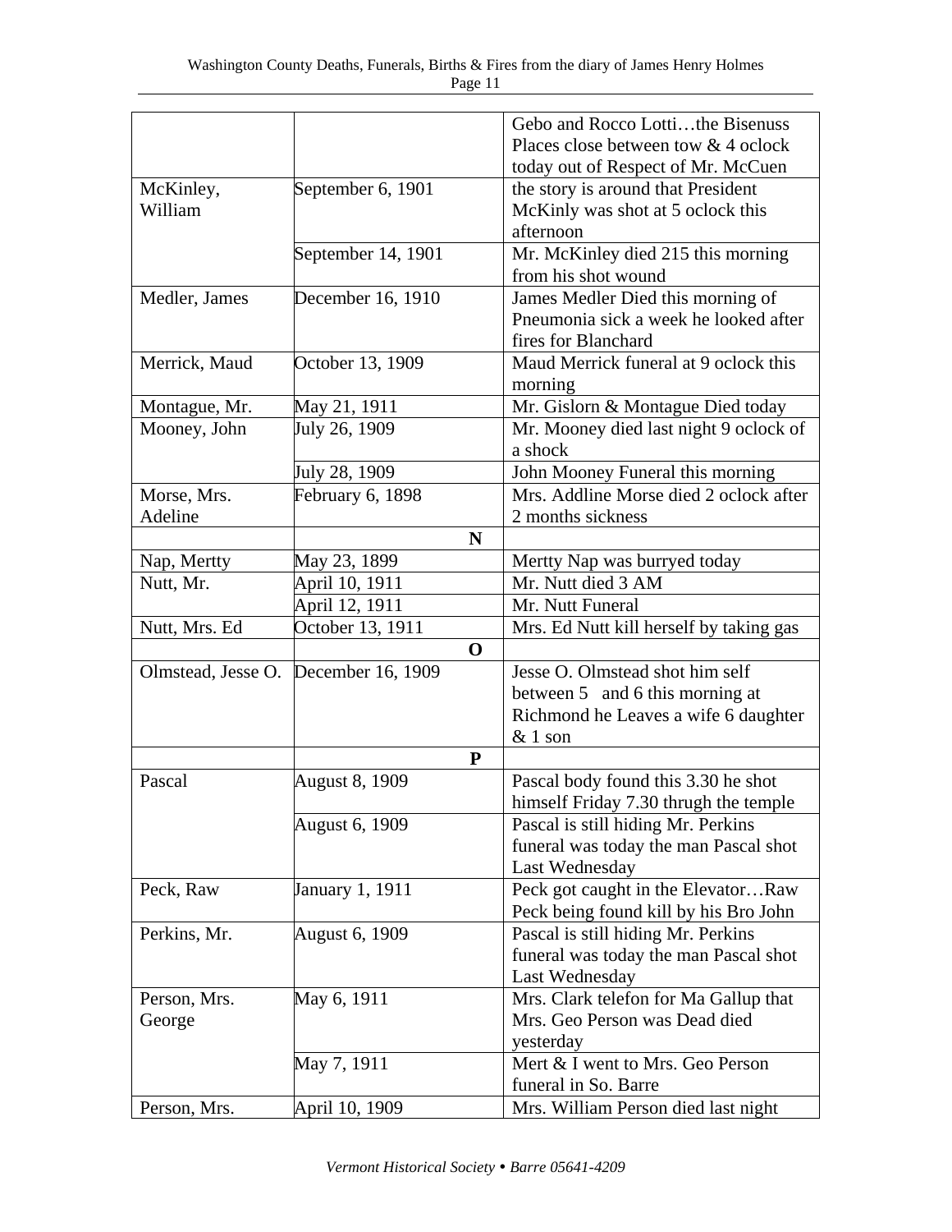| | | |
|---|---|---|
| | | Gebo and Rocco Lotti…the Bisenuss Places close between tow & 4 oclock today out of Respect of Mr. McCuen |
| McKinley, William | September 6, 1901 | the story is around that President McKinly was shot at 5 oclock this afternoon |
| | September 14, 1901 | Mr. McKinley died 215 this morning from his shot wound |
| Medler, James | December 16, 1910 | James Medler Died this morning of Pneumonia sick a week he looked after fires for Blanchard |
| Merrick, Maud | October 13, 1909 | Maud Merrick funeral at 9 oclock this morning |
| Montague, Mr. | May 21, 1911 | Mr. Gislorn & Montague Died today |
| Mooney, John | July 26, 1909 | Mr. Mooney died last night 9 oclock of a shock |
| | July 28, 1909 | John Mooney Funeral this morning |
| Morse, Mrs. Adeline | February 6, 1898 | Mrs. Addline Morse died 2 oclock after 2 months sickness |
| | **N** | |
| Nap, Mertty | May 23, 1899 | Mertty Nap was burryed today |
| Nutt, Mr. | April 10, 1911 | Mr. Nutt died 3 AM |
| | April 12, 1911 | Mr. Nutt Funeral |
| Nutt, Mrs. Ed | October 13, 1911 | Mrs. Ed Nutt kill herself by taking gas |
| | **O** | |
| Olmstead, Jesse O. | December 16, 1909 | Jesse O. Olmstead shot him self between 5 and 6 this morning at Richmond he Leaves a wife 6 daughter & 1 son |
| | **P** | |
| Pascal | August 8, 1909 | Pascal body found this 3.30 he shot himself Friday 7.30 thrugh the temple |
| | August 6, 1909 | Pascal is still hiding Mr. Perkins funeral was today the man Pascal shot Last Wednesday |
| Peck, Raw | January 1, 1911 | Peck got caught in the Elevator…Raw Peck being found kill by his Bro John |
| Perkins, Mr. | August 6, 1909 | Pascal is still hiding Mr. Perkins funeral was today the man Pascal shot Last Wednesday |
| Person, Mrs. George | May 6, 1911 | Mrs. Clark telefon for Ma Gallup that Mrs. Geo Person was Dead died yesterday |
| | May 7, 1911 | Mert & I went to Mrs. Geo Person funeral in So. Barre |
| Person, Mrs. | April 10, 1909 | Mrs. William Person died last night |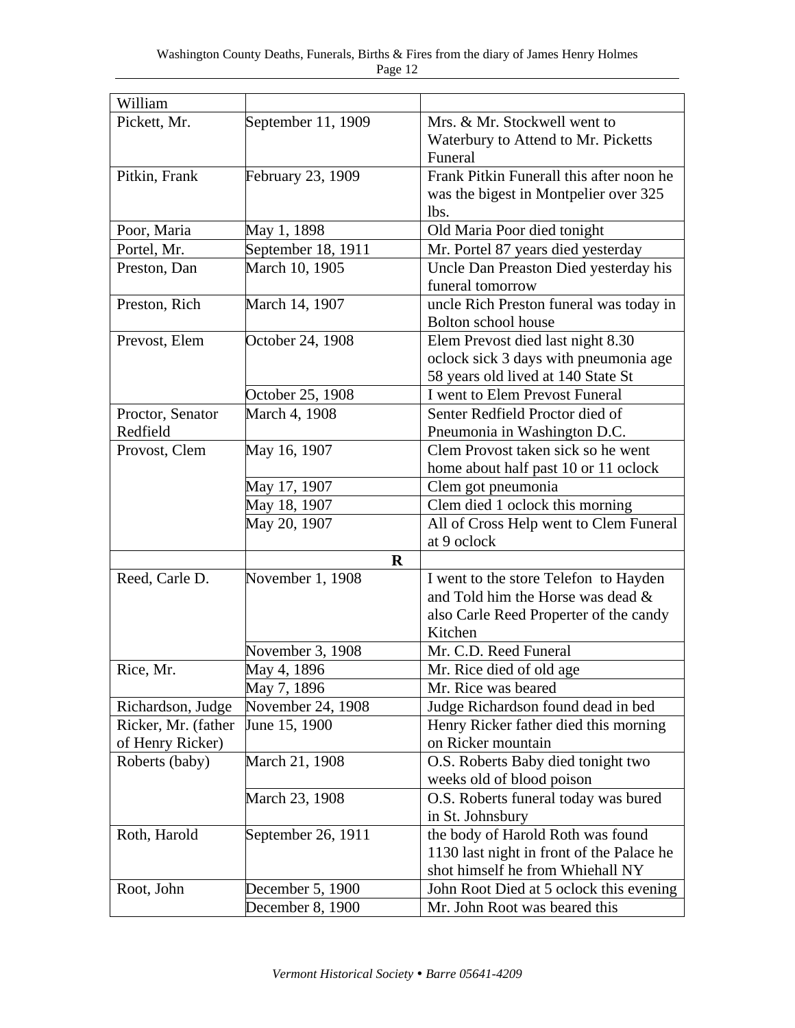| | | |
|---|---|---|
| William | | |
| Pickett, Mr. | September 11, 1909 | Mrs. & Mr. Stockwell went to Waterbury to Attend to Mr. Picketts Funeral |
| Pitkin, Frank | February 23, 1909 | Frank Pitkin Funerall this after noon he was the bigest in Montpelier over 325 lbs. |
| Poor, Maria | May 1, 1898 | Old Maria Poor died tonight |
| Portel, Mr. | September 18, 1911 | Mr. Portel 87 years died yesterday |
| Preston, Dan | March 10, 1905 | Uncle Dan Preaston Died yesterday his funeral tomorrow |
| Preston, Rich | March 14, 1907 | uncle Rich Preston funeral was today in Bolton school house |
| Prevost, Elem | October 24, 1908 | Elem Prevost died last night 8.30 oclock sick 3 days with pneumonia age 58 years old lived at 140 State St |
| | October 25, 1908 | I went to Elem Prevost Funeral |
| Proctor, Senator Redfield | March 4, 1908 | Senter Redfield Proctor died of Pneumonia in Washington D.C. |
| Provost, Clem | May 16, 1907 | Clem Provost taken sick so he went home about half past 10 or 11 oclock |
| | May 17, 1907 | Clem got pneumonia |
| | May 18, 1907 | Clem died 1 oclock this morning |
| | May 20, 1907 | All of Cross Help went to Clem Funeral at 9 oclock |
| | **R** | |
| Reed, Carle D. | November 1, 1908 | I went to the store Telefon to Hayden and Told him the Horse was dead & also Carle Reed Properter of the candy Kitchen |
| | November 3, 1908 | Mr. C.D. Reed Funeral |
| Rice, Mr. | May 4, 1896 | Mr. Rice died of old age |
| | May 7, 1896 | Mr. Rice was beared |
| Richardson, Judge | November 24, 1908 | Judge Richardson found dead in bed |
| Ricker, Mr. (father of Henry Ricker) | June 15, 1900 | Henry Ricker father died this morning on Ricker mountain |
| Roberts (baby) | March 21, 1908 | O.S. Roberts Baby died tonight two weeks old of blood poison |
| | March 23, 1908 | O.S. Roberts funeral today was bured in St. Johnsbury |
| Roth, Harold | September 26, 1911 | the body of Harold Roth was found 1130 last night in front of the Palace he shot himself he from Whiehall NY |
| Root, John | December 5, 1900 | John Root Died at 5 oclock this evening |
| | December 8, 1900 | Mr. John Root was beared this |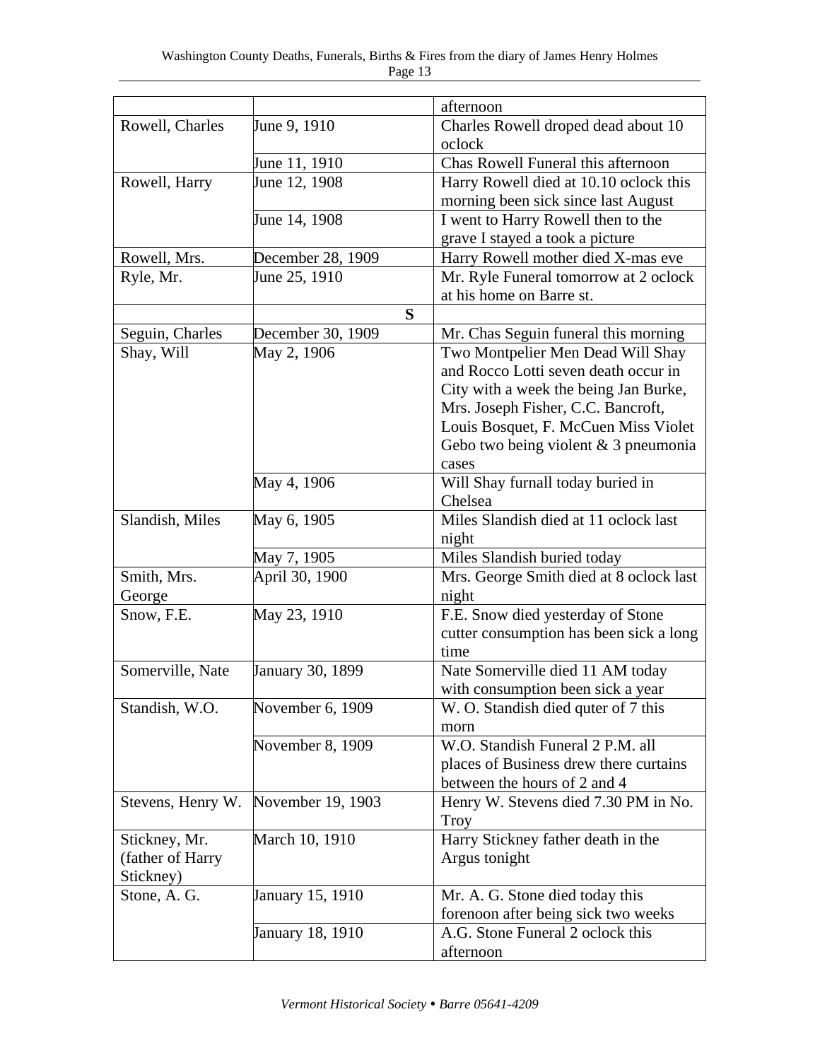| | | |
|---|---|---|
| | | afternoon |
| Rowell, Charles | June 9, 1910 | Charles Rowell droped dead about 10 oclock |
| | June 11, 1910 | Chas Rowell Funeral this afternoon |
| Rowell, Harry | June 12, 1908 | Harry Rowell died at 10.10 oclock this morning been sick since last August |
| | June 14, 1908 | I went to Harry Rowell then to the grave I stayed a took a picture |
| Rowell, Mrs. | December 28, 1909 | Harry Rowell mother died X-mas eve |
| Ryle, Mr. | June 25, 1910 | Mr. Ryle Funeral tomorrow at 2 oclock at his home on Barre st. |
| | **S** | |
| Seguin, Charles | December 30, 1909 | Mr. Chas Seguin funeral this morning |
| Shay, Will | May 2, 1906 | Two Montpelier Men Dead Will Shay and Rocco Lotti seven death occur in City with a week the being Jan Burke, Mrs. Joseph Fisher, C.C. Bancroft, Louis Bosquet, F. McCuen Miss Violet Gebo two being violent & 3 pneumonia cases |
| | May 4, 1906 | Will Shay furnall today buried in Chelsea |
| Slandish, Miles | May 6, 1905 | Miles Slandish died at 11 oclock last night |
| | May 7, 1905 | Miles Slandish buried today |
| Smith, Mrs. George | April 30, 1900 | Mrs. George Smith died at 8 oclock last night |
| Snow, F.E. | May 23, 1910 | F.E. Snow died yesterday of Stone cutter consumption has been sick a long time |
| Somerville, Nate | January 30, 1899 | Nate Somerville died 11 AM today with consumption been sick a year |
| Standish, W.O. | November 6, 1909 | W. O. Standish died quter of 7 this morn |
| | November 8, 1909 | W.O. Standish Funeral 2 P.M. all places of Business drew there curtains between the hours of 2 and 4 |
| Stevens, Henry W. | November 19, 1903 | Henry W. Stevens died 7.30 PM in No. Troy |
| Stickney, Mr. (father of Harry Stickney) | March 10, 1910 | Harry Stickney father death in the Argus tonight |
| Stone, A. G. | January 15, 1910 | Mr. A. G. Stone died today this forenoon after being sick two weeks |
| | January 18, 1910 | A.G. Stone Funeral 2 oclock this afternoon |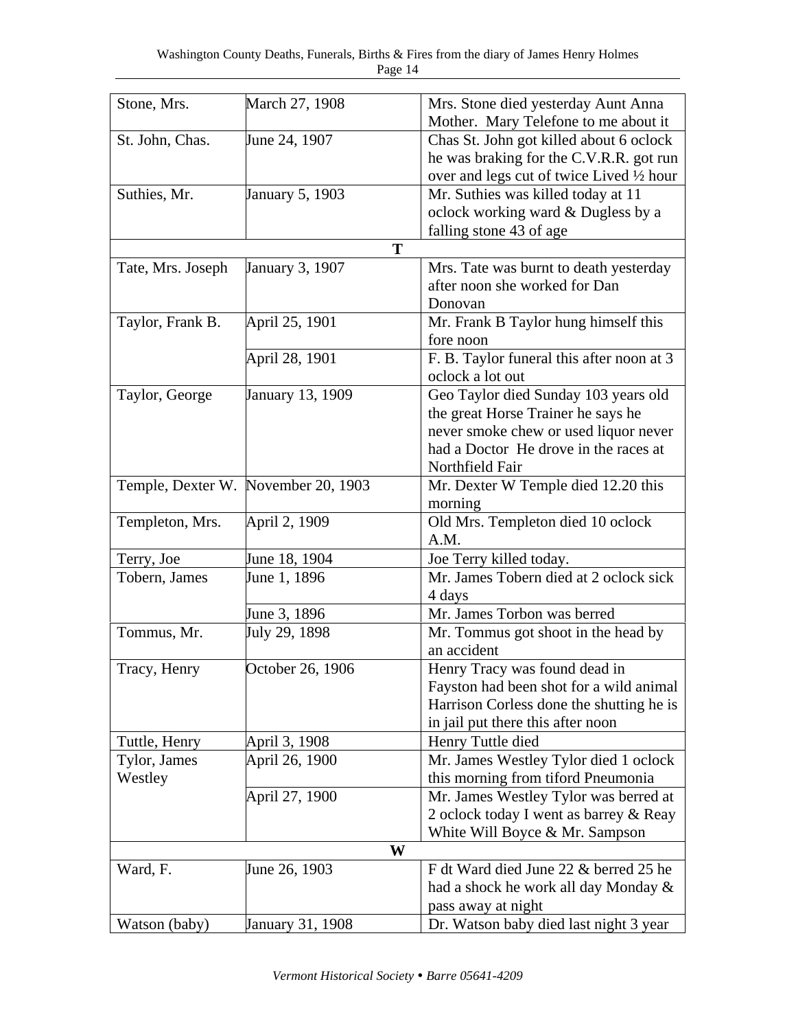| | | |
|---|---|---|
| Stone, Mrs. | March 27, 1908 | Mrs. Stone died yesterday Aunt Anna Mother. Mary Telefone to me about it |
| St. John, Chas. | June 24, 1907 | Chas St. John got killed about 6 oclock he was braking for the C.V.R.R. got run over and legs cut of twice Lived ½ hour |
| Suthies, Mr. | January 5, 1903 | Mr. Suthies was killed today at 11 oclock working ward & Dugless by a falling stone 43 of age |
| | **T** | |
| Tate, Mrs. Joseph | January 3, 1907 | Mrs. Tate was burnt to death yesterday after noon she worked for Dan Donovan |
| Taylor, Frank B. | April 25, 1901 | Mr. Frank B Taylor hung himself this fore noon |
| | April 28, 1901 | F. B. Taylor funeral this after noon at 3 oclock a lot out |
| Taylor, George | January 13, 1909 | Geo Taylor died Sunday 103 years old the great Horse Trainer he says he never smoke chew or used liquor never had a Doctor He drove in the races at Northfield Fair |
| Temple, Dexter W. | November 20, 1903 | Mr. Dexter W Temple died 12.20 this morning |
| Templeton, Mrs. | April 2, 1909 | Old Mrs. Templeton died 10 oclock A.M. |
| Terry, Joe | June 18, 1904 | Joe Terry killed today. |
| Tobern, James | June 1, 1896 | Mr. James Tobern died at 2 oclock sick 4 days |
| | June 3, 1896 | Mr. James Torbon was berred |
| Tommus, Mr. | July 29, 1898 | Mr. Tommus got shoot in the head by an accident |
| Tracy, Henry | October 26, 1906 | Henry Tracy was found dead in Fayston had been shot for a wild animal Harrison Corless done the shutting he is in jail put there this after noon |
| Tuttle, Henry | April 3, 1908 | Henry Tuttle died |
| Tylor, James Westley | April 26, 1900 | Mr. James Westley Tylor died 1 oclock this morning from tiford Pneumonia |
| | April 27, 1900 | Mr. James Westley Tylor was berred at 2 oclock today I went as barrey & Reay White Will Boyce & Mr. Sampson |
| | **W** | |
| Ward, F. | June 26, 1903 | F dt Ward died June 22 & berred 25 he had a shock he work all day Monday & pass away at night |
| Watson (baby) | January 31, 1908 | Dr. Watson baby died last night 3 year |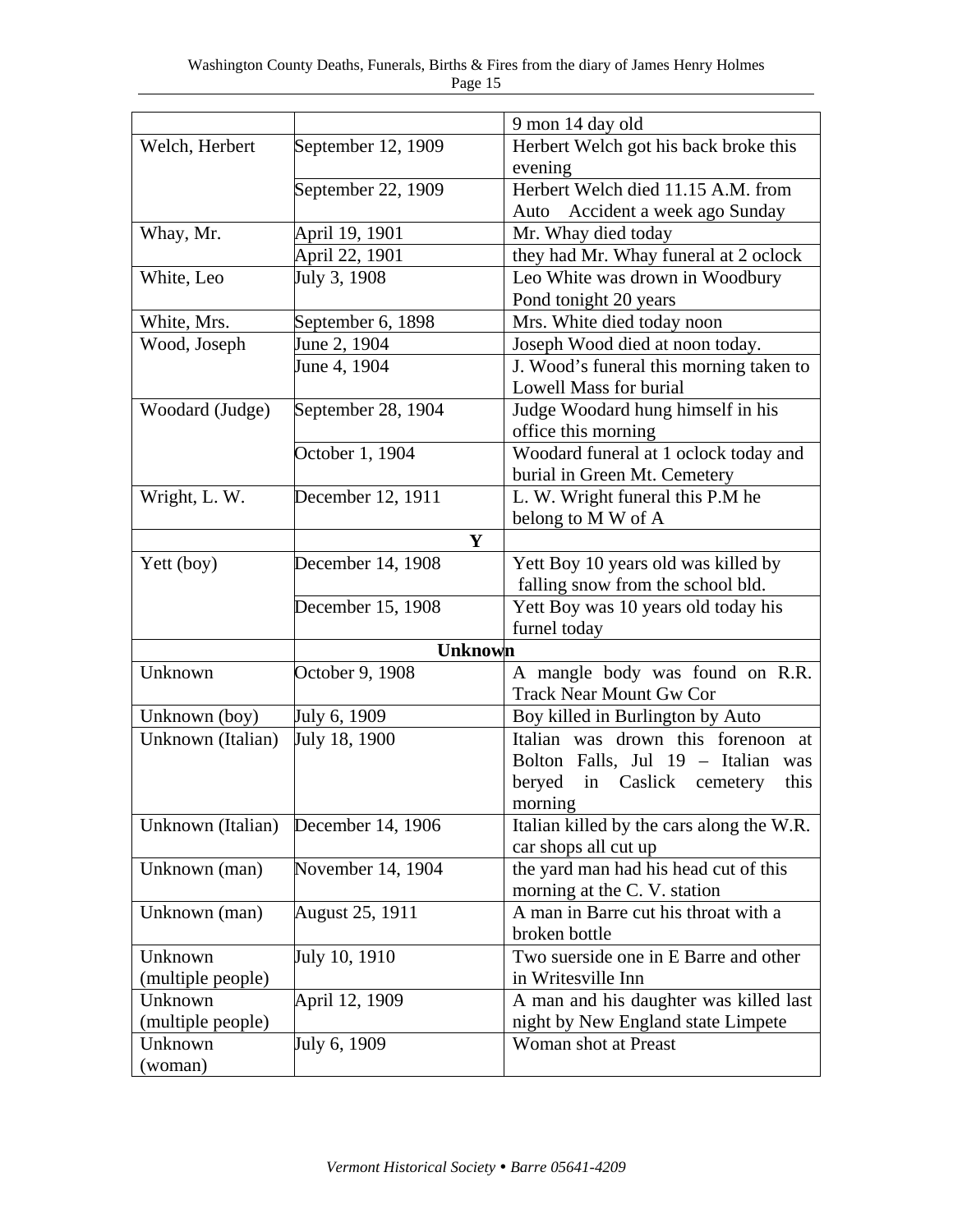| | | 9 mon 14 day old |
|---|---|---|
| Welch, Herbert | September 12, 1909 | Herbert Welch got his back broke this evening |
| | September 22, 1909 | Herbert Welch died 11.15 A.M. from Auto Accident a week ago Sunday |
| Whay, Mr. | April 19, 1901 | Mr. Whay died today |
| | April 22, 1901 | they had Mr. Whay funeral at 2 oclock |
| White, Leo | July 3, 1908 | Leo White was drown in Woodbury Pond tonight 20 years |
| White, Mrs. | September 6, 1898 | Mrs. White died today noon |
| Wood, Joseph | June 2, 1904 | Joseph Wood died at noon today. |
| | June 4, 1904 | J. Wood's funeral this morning taken to Lowell Mass for burial |
| Woodard (Judge) | September 28, 1904 | Judge Woodard hung himself in his office this morning |
| | October 1, 1904 | Woodard funeral at 1 oclock today and burial in Green Mt. Cemetery |
| Wright, L. W. | December 12, 1911 | L. W. Wright funeral this P.M he belong to M W of A |
| | **Y** | |
| Yett (boy) | December 14, 1908 | Yett Boy 10 years old was killed by falling snow from the school bld. |
| | December 15, 1908 | Yett Boy was 10 years old today his furnel today |
| | **Unknown** | |
| Unknown | October 9, 1908 | A mangle body was found on R.R. Track Near Mount Gw Cor |
| Unknown (boy) | July 6, 1909 | Boy killed in Burlington by Auto |
| Unknown (Italian) | July 18, 1900 | Italian was drown this forenoon at Bolton Falls, Jul 19 – Italian was beryed in Caslick cemetery this morning |
| Unknown (Italian) | December 14, 1906 | Italian killed by the cars along the W.R. car shops all cut up |
| Unknown (man) | November 14, 1904 | the yard man had his head cut of this morning at the C. V. station |
| Unknown (man) | August 25, 1911 | A man in Barre cut his throat with a broken bottle |
| Unknown (multiple people) | July 10, 1910 | Two suerside one in E Barre and other in Writesville Inn |
| Unknown (multiple people) | April 12, 1909 | A man and his daughter was killed last night by New England state Limpete |
| Unknown (woman) | July 6, 1909 | Woman shot at Preast |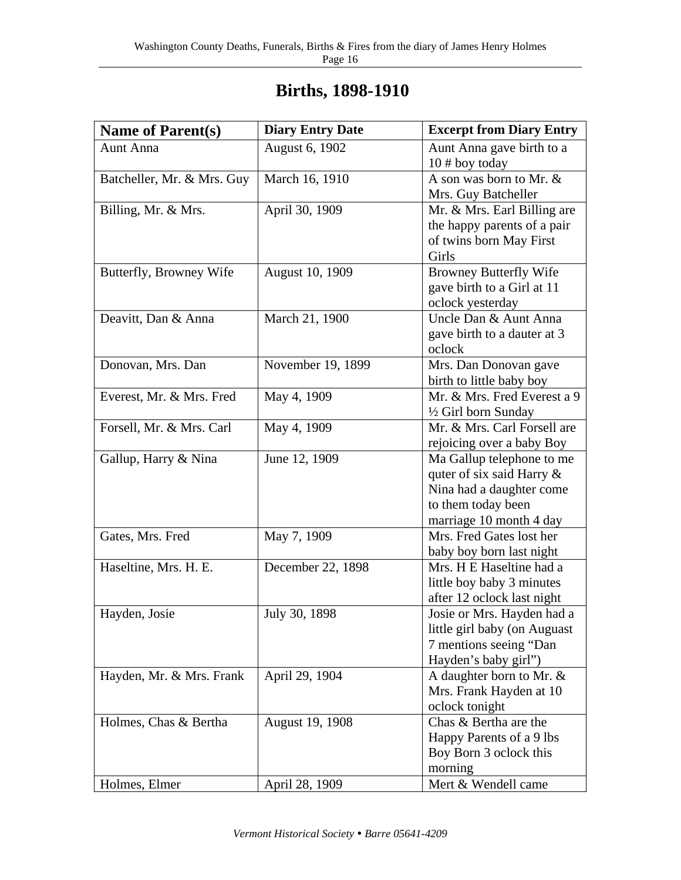# Births, 1898-1910

| Name of Parent(s) | Diary Entry Date | Excerpt from Diary Entry |
|---|---|---|
| Aunt Anna | August 6, 1902 | Aunt Anna gave birth to a 10 # boy today |
| Batcheller, Mr. & Mrs. Guy | March 16, 1910 | A son was born to Mr. & Mrs. Guy Batcheller |
| Billing, Mr. & Mrs. | April 30, 1909 | Mr. & Mrs. Earl Billing are the happy parents of a pair of twins born May First Girls |
| Butterfly, Browney Wife | August 10, 1909 | Browney Butterfly Wife gave birth to a Girl at 11 oclock yesterday |
| Deavitt, Dan & Anna | March 21, 1900 | Uncle Dan & Aunt Anna gave birth to a dauter at 3 oclock |
| Donovan, Mrs. Dan | November 19, 1899 | Mrs. Dan Donovan gave birth to little baby boy |
| Everest, Mr. & Mrs. Fred | May 4, 1909 | Mr. & Mrs. Fred Everest a 9 ½ Girl born Sunday |
| Forsell, Mr. & Mrs. Carl | May 4, 1909 | Mr. & Mrs. Carl Forsell are rejoicing over a baby Boy |
| Gallup, Harry & Nina | June 12, 1909 | Ma Gallup telephone to me quter of six said Harry & Nina had a daughter come to them today been marriage 10 month 4 day |
| Gates, Mrs. Fred | May 7, 1909 | Mrs. Fred Gates lost her baby boy born last night |
| Haseltine, Mrs. H. E. | December 22, 1898 | Mrs. H E Haseltine had a little boy baby 3 minutes after 12 oclock last night |
| Hayden, Josie | July 30, 1898 | Josie or Mrs. Hayden had a little girl baby (on Auguast 7 mentions seeing "Dan Hayden's baby girl") |
| Hayden, Mr. & Mrs. Frank | April 29, 1904 | A daughter born to Mr. & Mrs. Frank Hayden at 10 oclock tonight |
| Holmes, Chas & Bertha | August 19, 1908 | Chas & Bertha are the Happy Parents of a 9 lbs Boy Born 3 oclock this morning |
| Holmes, Elmer | April 28, 1909 | Mert & Wendell came |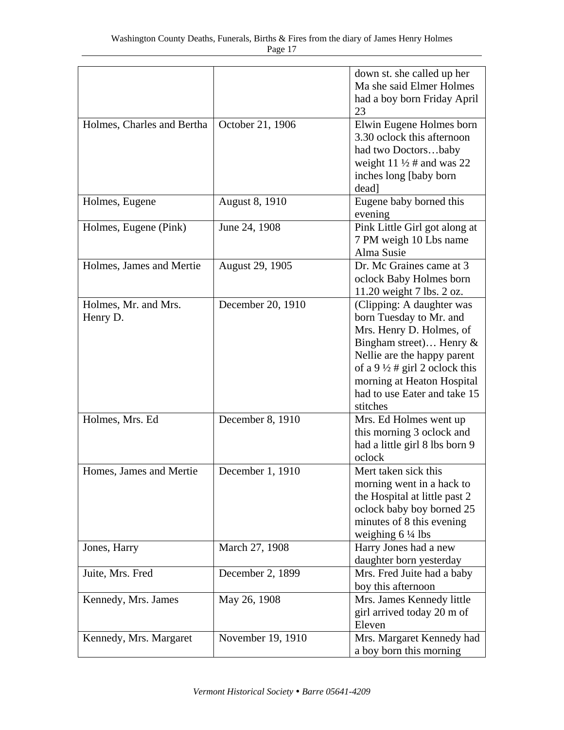| | | |
|---|---|---|
| | | down st. she called up her Ma she said Elmer Holmes had a boy born Friday April 23 |
| Holmes, Charles and Bertha | October 21, 1906 | Elwin Eugene Holmes born 3.30 oclock this afternoon had two Doctors…baby weight 11 ½ # and was 22 inches long [baby born dead] |
| Holmes, Eugene | August 8, 1910 | Eugene baby borned this evening |
| Holmes, Eugene (Pink) | June 24, 1908 | Pink Little Girl got along at 7 PM weigh 10 Lbs name Alma Susie |
| Holmes, James and Mertie | August 29, 1905 | Dr. Mc Graines came at 3 oclock Baby Holmes born 11.20 weight 7 lbs. 2 oz. |
| Holmes, Mr. and Mrs. Henry D. | December 20, 1910 | (Clipping: A daughter was born Tuesday to Mr. and Mrs. Henry D. Holmes, of Bingham street)… Henry & Nellie are the happy parent of a 9 ½ # girl 2 oclock this morning at Heaton Hospital had to use Eater and take 15 stitches |
| Holmes, Mrs. Ed | December 8, 1910 | Mrs. Ed Holmes went up this morning 3 oclock and had a little girl 8 lbs born 9 oclock |
| Homes, James and Mertie | December 1, 1910 | Mert taken sick this morning went in a hack to the Hospital at little past 2 oclock baby boy borned 25 minutes of 8 this evening weighing 6 ¼ lbs |
| Jones, Harry | March 27, 1908 | Harry Jones had a new daughter born yesterday |
| Juite, Mrs. Fred | December 2, 1899 | Mrs. Fred Juite had a baby boy this afternoon |
| Kennedy, Mrs. James | May 26, 1908 | Mrs. James Kennedy little girl arrived today 20 m of Eleven |
| Kennedy, Mrs. Margaret | November 19, 1910 | Mrs. Margaret Kennedy had a boy born this morning |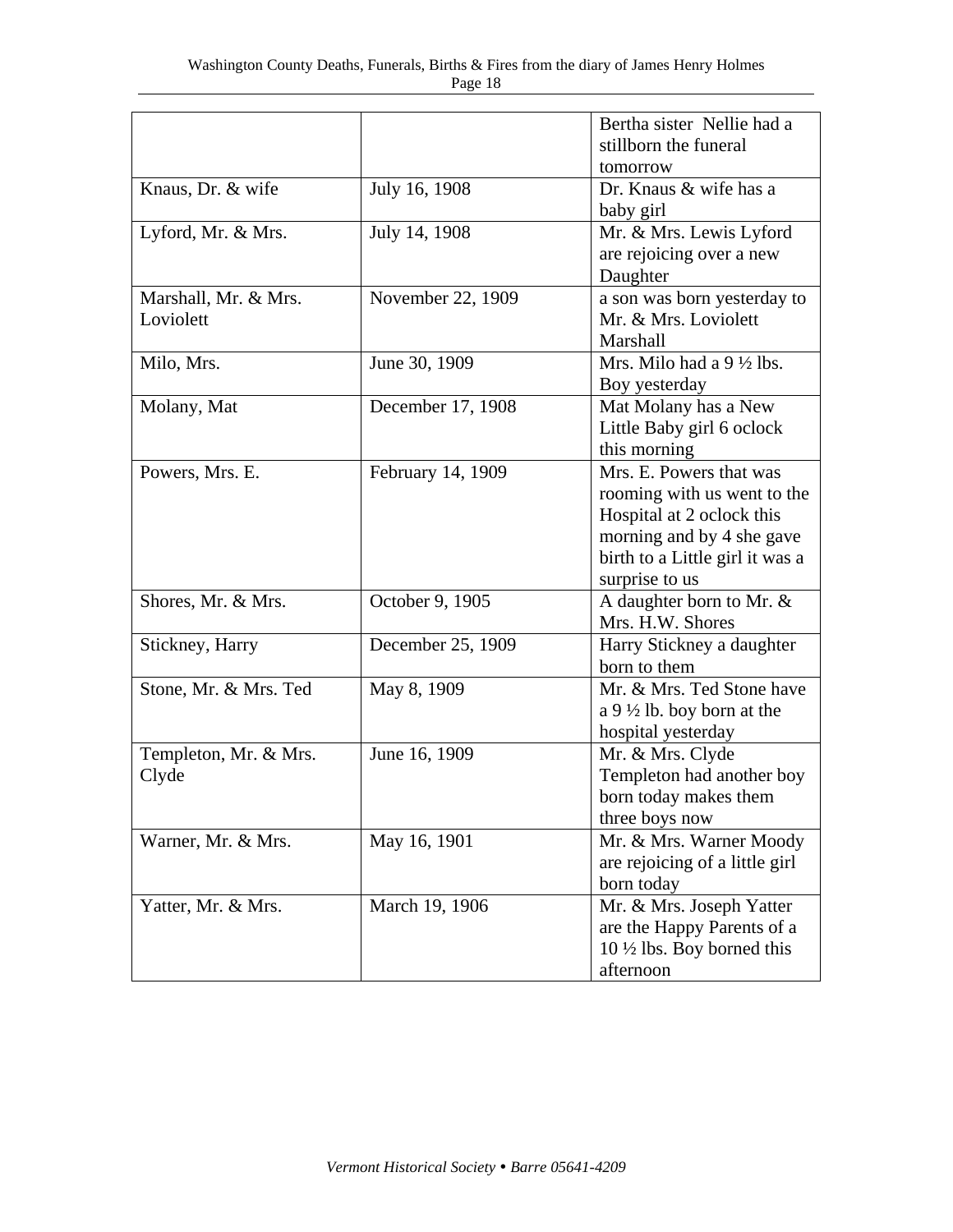| | | |
|---|---|---|
| | | Bertha sister Nellie had a stillborn the funeral tomorrow |
| Knaus, Dr. & wife | July 16, 1908 | Dr. Knaus & wife has a baby girl |
| Lyford, Mr. & Mrs. | July 14, 1908 | Mr. & Mrs. Lewis Lyford are rejoicing over a new Daughter |
| Marshall, Mr. & Mrs. Loviolett | November 22, 1909 | a son was born yesterday to Mr. & Mrs. Loviolett Marshall |
| Milo, Mrs. | June 30, 1909 | Mrs. Milo had a 9 ½ lbs. Boy yesterday |
| Molany, Mat | December 17, 1908 | Mat Molany has a New Little Baby girl 6 oclock this morning |
| Powers, Mrs. E. | February 14, 1909 | Mrs. E. Powers that was rooming with us went to the Hospital at 2 oclock this morning and by 4 she gave birth to a Little girl it was a surprise to us |
| Shores, Mr. & Mrs. | October 9, 1905 | A daughter born to Mr. & Mrs. H.W. Shores |
| Stickney, Harry | December 25, 1909 | Harry Stickney a daughter born to them |
| Stone, Mr. & Mrs. Ted | May 8, 1909 | Mr. & Mrs. Ted Stone have a 9 ½ lb. boy born at the hospital yesterday |
| Templeton, Mr. & Mrs. Clyde | June 16, 1909 | Mr. & Mrs. Clyde Templeton had another boy born today makes them three boys now |
| Warner, Mr. & Mrs. | May 16, 1901 | Mr. & Mrs. Warner Moody are rejoicing of a little girl born today |
| Yatter, Mr. & Mrs. | March 19, 1906 | Mr. & Mrs. Joseph Yatter are the Happy Parents of a 10 ½ lbs. Boy borned this afternoon |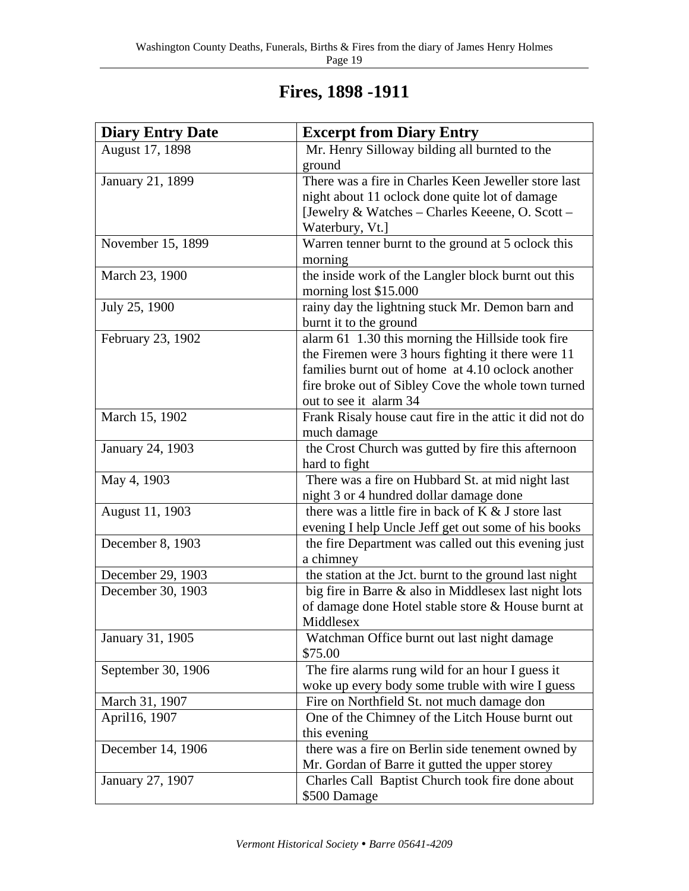# Fires, 1898 -1911

| Diary Entry Date | Excerpt from Diary Entry |
|---|---|
| August 17, 1898 | Mr. Henry Silloway bilding all burnted to the ground |
| January 21, 1899 | There was a fire in Charles Keen Jeweller store last night about 11 oclock done quite lot of damage [Jewelry & Watches – Charles Keeene, O. Scott – Waterbury, Vt.] |
| November 15, 1899 | Warren tenner burnt to the ground at 5 oclock this morning |
| March 23, 1900 | the inside work of the Langler block burnt out this morning lost $15.000 |
| July 25, 1900 | rainy day the lightning stuck Mr. Demon barn and burnt it to the ground |
| February 23, 1902 | alarm 61 1.30 this morning the Hillside took fire the Firemen were 3 hours fighting it there were 11 families burnt out of home at 4.10 oclock another fire broke out of Sibley Cove the whole town turned out to see it alarm 34 |
| March 15, 1902 | Frank Risaly house caut fire in the attic it did not do much damage |
| January 24, 1903 | the Crost Church was gutted by fire this afternoon hard to fight |
| May 4, 1903 | There was a fire on Hubbard St. at mid night last night 3 or 4 hundred dollar damage done |
| August 11, 1903 | there was a little fire in back of K & J store last evening I help Uncle Jeff get out some of his books |
| December 8, 1903 | the fire Department was called out this evening just a chimney |
| December 29, 1903 | the station at the Jct. burnt to the ground last night |
| December 30, 1903 | big fire in Barre & also in Middlesex last night lots of damage done Hotel stable store & House burnt at Middlesex |
| January 31, 1905 | Watchman Office burnt out last night damage $75.00 |
| September 30, 1906 | The fire alarms rung wild for an hour I guess it woke up every body some truble with wire I guess |
| March 31, 1907 | Fire on Northfield St. not much damage don |
| April16, 1907 | One of the Chimney of the Litch House burnt out this evening |
| December 14, 1906 | there was a fire on Berlin side tenement owned by Mr. Gordan of Barre it gutted the upper storey |
| January 27, 1907 | Charles Call Baptist Church took fire done about $500 Damage |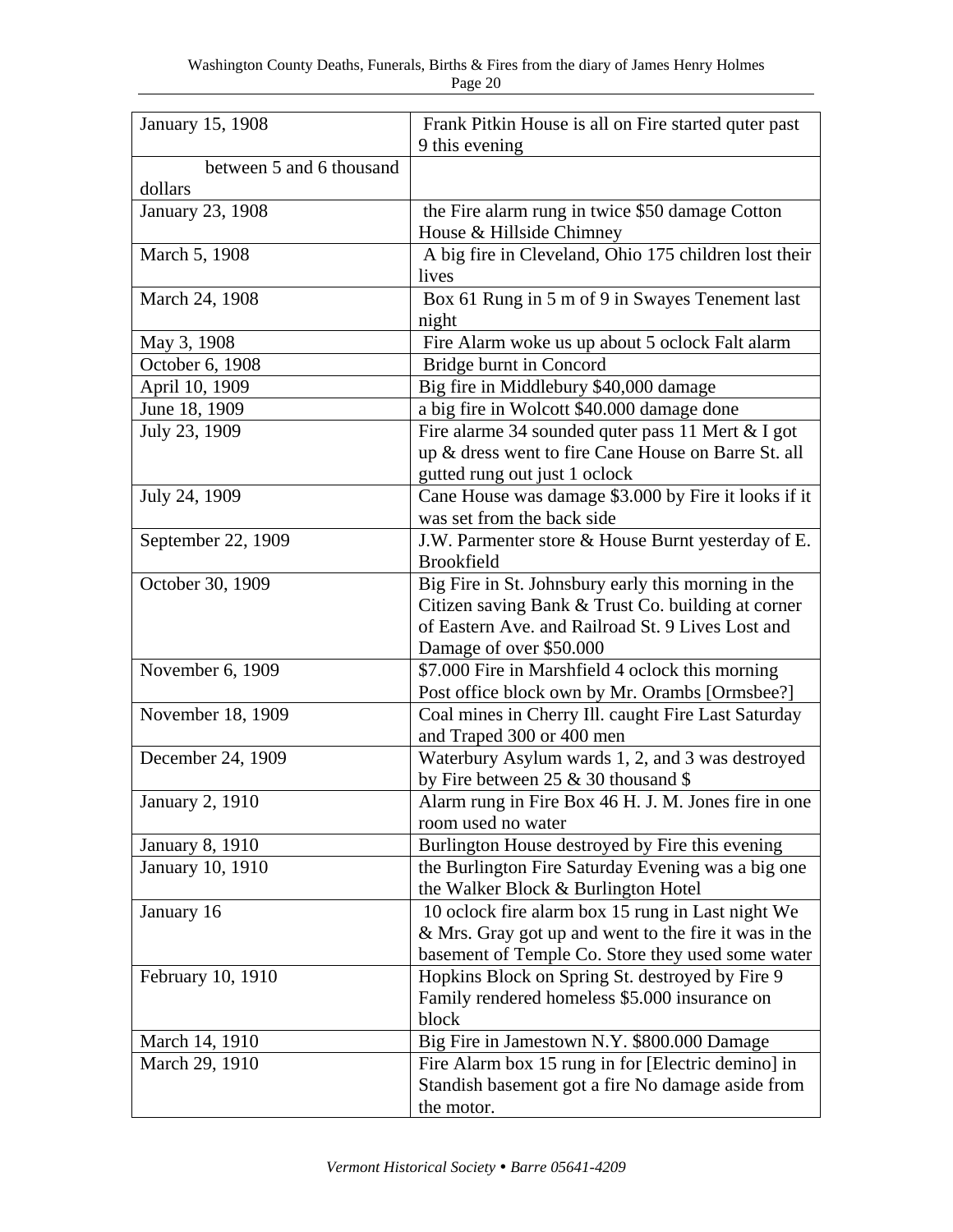| January 15, 1908 | Frank Pitkin House is all on Fire started quter past 9 this evening |
|---|---|
| between 5 and 6 thousand dollars | |
| January 23, 1908 | the Fire alarm rung in twice $50 damage Cotton House & Hillside Chimney |
| March 5, 1908 | A big fire in Cleveland, Ohio 175 children lost their lives |
| March 24, 1908 | Box 61 Rung in 5 m of 9 in Swayes Tenement last night |
| May 3, 1908 | Fire Alarm woke us up about 5 oclock Falt alarm |
| October 6, 1908 | Bridge burnt in Concord |
| April 10, 1909 | Big fire in Middlebury $40,000 damage |
| June 18, 1909 | a big fire in Wolcott $40.000 damage done |
| July 23, 1909 | Fire alarme 34 sounded quter pass 11 Mert & I got up & dress went to fire Cane House on Barre St. all gutted rung out just 1 oclock |
| July 24, 1909 | Cane House was damage $3.000 by Fire it looks if it was set from the back side |
| September 22, 1909 | J.W. Parmenter store & House Burnt yesterday of E. Brookfield |
| October 30, 1909 | Big Fire in St. Johnsbury early this morning in the Citizen saving Bank & Trust Co. building at corner of Eastern Ave. and Railroad St. 9 Lives Lost and Damage of over $50.000 |
| November 6, 1909 | $7.000 Fire in Marshfield 4 oclock this morning Post office block own by Mr. Orambs [Ormsbee?] |
| November 18, 1909 | Coal mines in Cherry Ill. caught Fire Last Saturday and Traped 300 or 400 men |
| December 24, 1909 | Waterbury Asylum wards 1, 2, and 3 was destroyed by Fire between 25 & 30 thousand $ |
| January 2, 1910 | Alarm rung in Fire Box 46 H. J. M. Jones fire in one room used no water |
| January 8, 1910 | Burlington House destroyed by Fire this evening |
| January 10, 1910 | the Burlington Fire Saturday Evening was a big one the Walker Block & Burlington Hotel |
| January 16 | 10 oclock fire alarm box 15 rung in Last night We & Mrs. Gray got up and went to the fire it was in the basement of Temple Co. Store they used some water |
| February 10, 1910 | Hopkins Block on Spring St. destroyed by Fire 9 Family rendered homeless $5.000 insurance on block |
| March 14, 1910 | Big Fire in Jamestown N.Y. $800.000 Damage |
| March 29, 1910 | Fire Alarm box 15 rung in for [Electric demino] in Standish basement got a fire No damage aside from the motor. |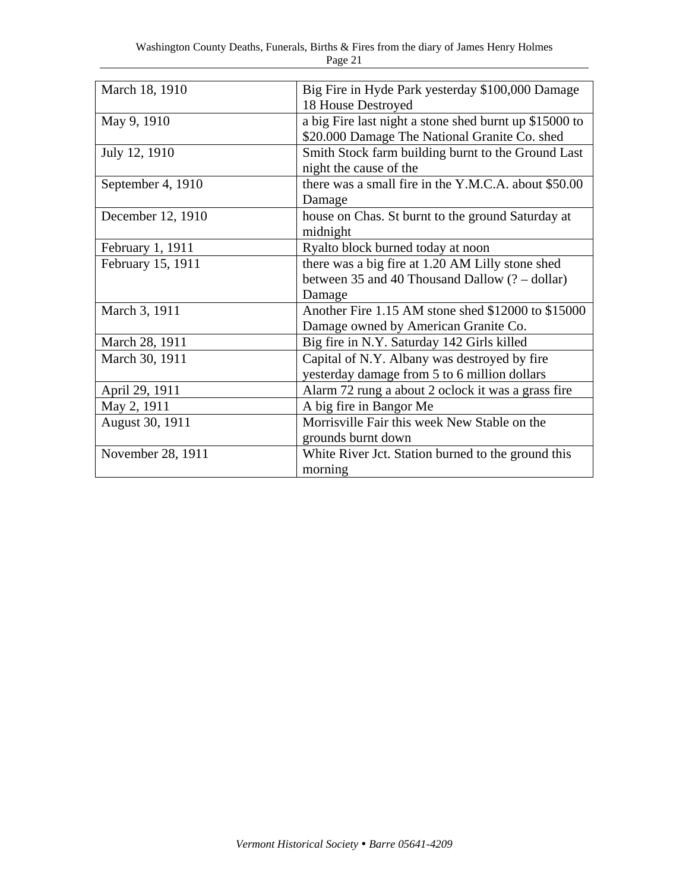| | |
|---|---|
| March 18, 1910 | Big Fire in Hyde Park yesterday $100,000 Damage 18 House Destroyed |
| May 9, 1910 | a big Fire last night a stone shed burnt up $15000 to $20.000 Damage The National Granite Co. shed |
| July 12, 1910 | Smith Stock farm building burnt to the Ground Last night the cause of the |
| September 4, 1910 | there was a small fire in the Y.M.C.A. about $50.00 Damage |
| December 12, 1910 | house on Chas. St burnt to the ground Saturday at midnight |
| February 1, 1911 | Ryalto block burned today at noon |
| February 15, 1911 | there was a big fire at 1.20 AM Lilly stone shed between 35 and 40 Thousand Dallow (? – dollar) Damage |
| March 3, 1911 | Another Fire 1.15 AM stone shed $12000 to $15000 Damage owned by American Granite Co. |
| March 28, 1911 | Big fire in N.Y. Saturday 142 Girls killed |
| March 30, 1911 | Capital of N.Y. Albany was destroyed by fire yesterday damage from 5 to 6 million dollars |
| April 29, 1911 | Alarm 72 rung a about 2 oclock it was a grass fire |
| May 2, 1911 | A big fire in Bangor Me |
| August 30, 1911 | Morrisville Fair this week New Stable on the grounds burnt down |
| November 28, 1911 | White River Jct. Station burned to the ground this morning |